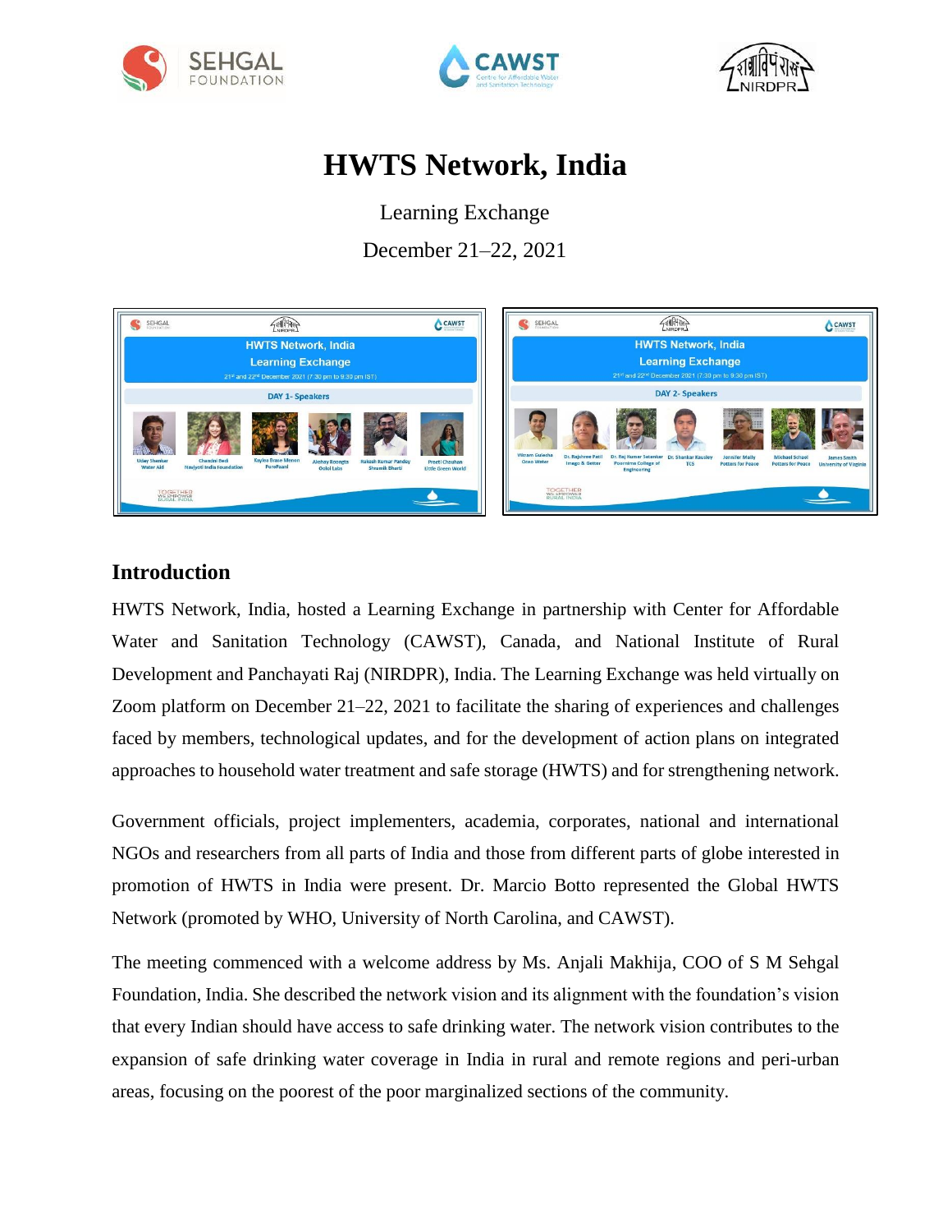# HWTS Network, India

Learning Exchange

December 21–22, 2021

## Introduction

HWTS Network, India, hosted a Learning Exchange in partnership with Center for Affordable Water and Sanitation Technology (CAWST), Canada, and National Institute of Rural Development and Panchayati Raj (NIRDPR), India. The Learning Exchange was held virtually on Zoom platform on December 21–22, 2021 to facilitate the sharing of experiences and challenges faced by members, technological updates, and for the development of action plans on integrated approaches to household water treatment and safe storage (HWTS) and for strengthening network.

Government officials, project implementers, academia, corporates, national and international NGOs and researchers from all parts of India and those from different parts of globe interested in promotion of HWTS in India were present. Dr. Marcio Botto represented the Global HWTS Network (promoted by WHO, University of North Carolina, and CAWST).

The meeting commenced with a welcome address by Ms. Anjali Makhija, COO of S M Sehgal Foundation, India. She described the network vision and its alignment with the foundation's vision that every Indian should have access to safe drinking water. The network vision contributes to the expansion of safe drinking water coverage in India in rural and remote regions and peri-urban areas, focusing on the poorest of the poor marginalized sections of the community.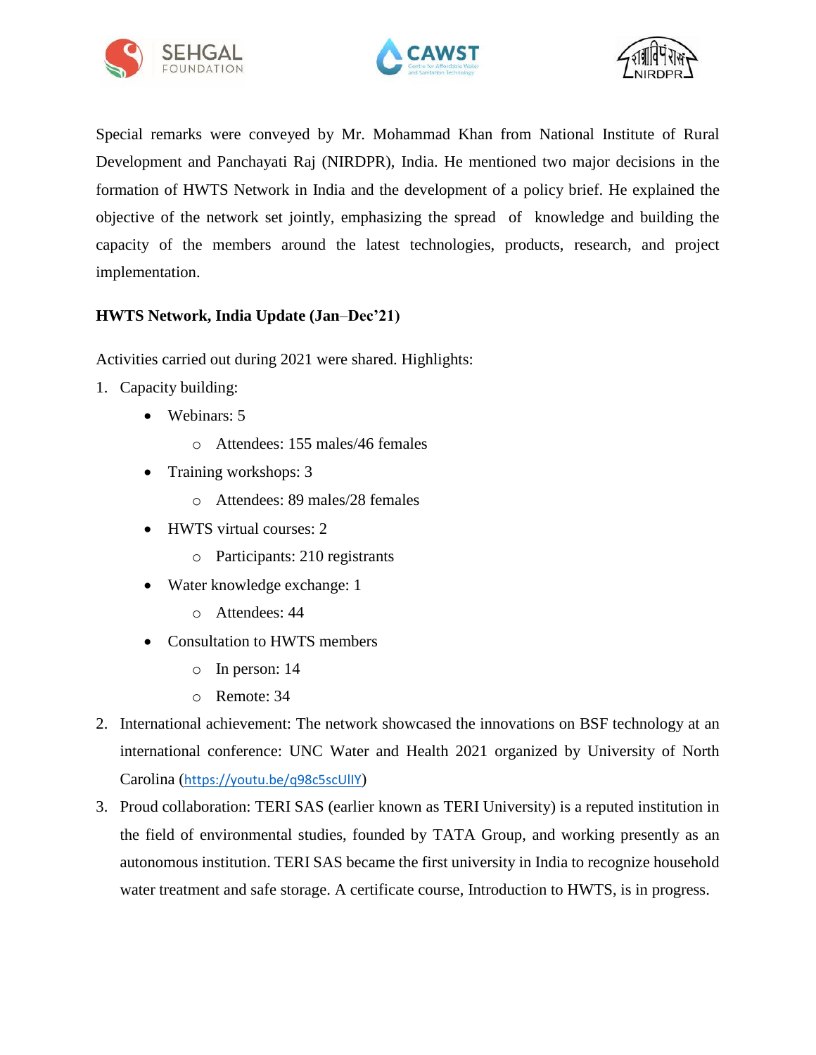Special remarks were conveyed by Mr. Mohammad Khan from National Institute of Rural Development and Panchayati Raj (NIRDPR), India. He mentioned two major decisions in the formation of HWTS Network in India and the development of a policy brief. He explained the objective of the network set jointly, emphasizing the spread of knowledge and building the capacity of the members around the latest technologies, products, research, and project implementation.

**HWTS Network, India Update (Jan–Dec'21)**

Activities carried out during 2021 were shared. Highlights:

1. Capacity building:
    - Webinars: 5
        - Attendees: 155 males/46 females
    - Training workshops: 3
        - Attendees: 89 males/28 females
    - HWTS virtual courses: 2
        - Participants: 210 registrants
    - Water knowledge exchange: 1
        - Attendees: 44
    - Consultation to HWTS members
        - In person: 14
        - Remote: 34
2. International achievement: The network showcased the innovations on BSF technology at an international conference: UNC Water and Health 2021 organized by University of North Carolina (https://youtu.be/q98c5scUlIY)
3. Proud collaboration: TERI SAS (earlier known as TERI University) is a reputed institution in the field of environmental studies, founded by TATA Group, and working presently as an autonomous institution. TERI SAS became the first university in India to recognize household water treatment and safe storage. A certificate course, Introduction to HWTS, is in progress.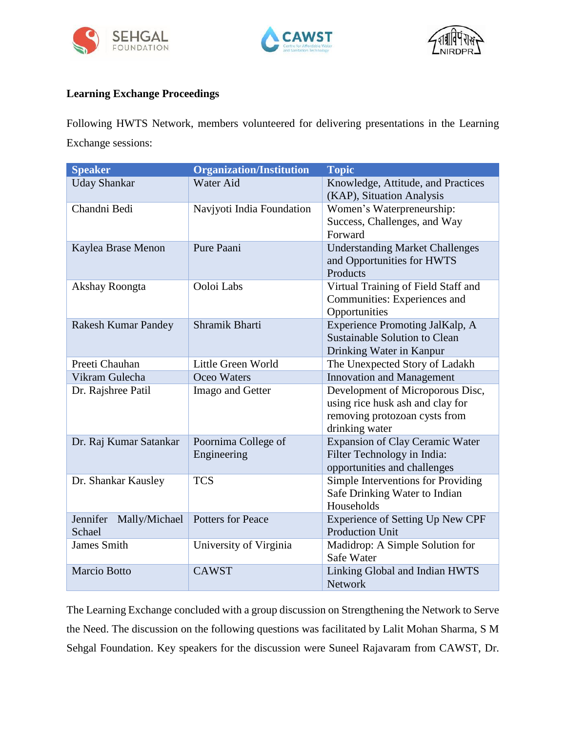**Learning Exchange Proceedings**

Following HWTS Network, members volunteered for delivering presentations in the Learning Exchange sessions:

| Speaker | Organization/Institution | Topic |
|---|---|---|
| Uday Shankar | Water Aid | Knowledge, Attitude, and Practices (KAP), Situation Analysis |
| Chandni Bedi | Navjyoti India Foundation | Women's Waterpreneurship: Success, Challenges, and Way Forward |
| Kaylea Brase Menon | Pure Paani | Understanding Market Challenges and Opportunities for HWTS Products |
| Akshay Roongta | Ooloi Labs | Virtual Training of Field Staff and Communities: Experiences and Opportunities |
| Rakesh Kumar Pandey | Shramik Bharti | Experience Promoting JalKalp, A Sustainable Solution to Clean Drinking Water in Kanpur |
| Preeti Chauhan | Little Green World | The Unexpected Story of Ladakh |
| Vikram Gulecha | Oceo Waters | Innovation and Management |
| Dr. Rajshree Patil | Imago and Getter | Development of Microporous Disc, using rice husk ash and clay for removing protozoan cysts from drinking water |
| Dr. Raj Kumar Satankar | Poornima College of Engineering | Expansion of Clay Ceramic Water Filter Technology in India: opportunities and challenges |
| Dr. Shankar Kausley | TCS | Simple Interventions for Providing Safe Drinking Water to Indian Households |
| Jennifer Mally/Michael Schael | Potters for Peace | Experience of Setting Up New CPF Production Unit |
| James Smith | University of Virginia | Madidrop: A Simple Solution for Safe Water |
| Marcio Botto | CAWST | Linking Global and Indian HWTS Network |

The Learning Exchange concluded with a group discussion on Strengthening the Network to Serve the Need. The discussion on the following questions was facilitated by Lalit Mohan Sharma, S M Sehgal Foundation. Key speakers for the discussion were Suneel Rajavaram from CAWST, Dr.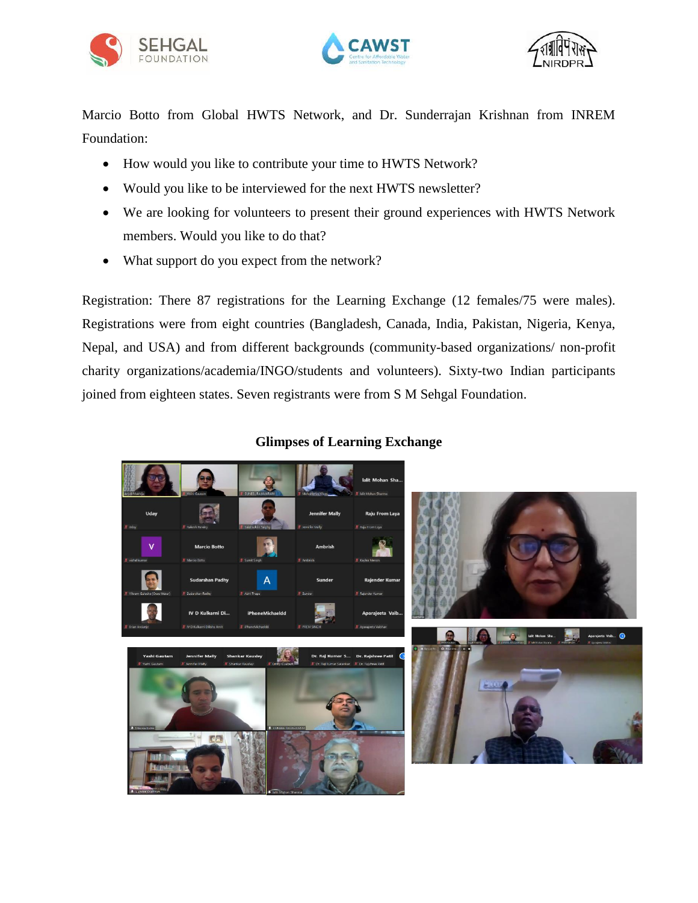Marcio Botto from Global HWTS Network, and Dr. Sunderrajan Krishnan from INREM Foundation:

- How would you like to contribute your time to HWTS Network?
- Would you like to be interviewed for the next HWTS newsletter?
- We are looking for volunteers to present their ground experiences with HWTS Network members. Would you like to do that?
- What support do you expect from the network?

Registration: There 87 registrations for the Learning Exchange (12 females/75 were males). Registrations were from eight countries (Bangladesh, Canada, India, Pakistan, Nigeria, Kenya, Nepal, and USA) and from different backgrounds (community-based organizations/ non-profit charity organizations/academia/INGO/students and volunteers). Sixty-two Indian participants joined from eighteen states. Seven registrants were from S M Sehgal Foundation.

**Glimpses of Learning Exchange**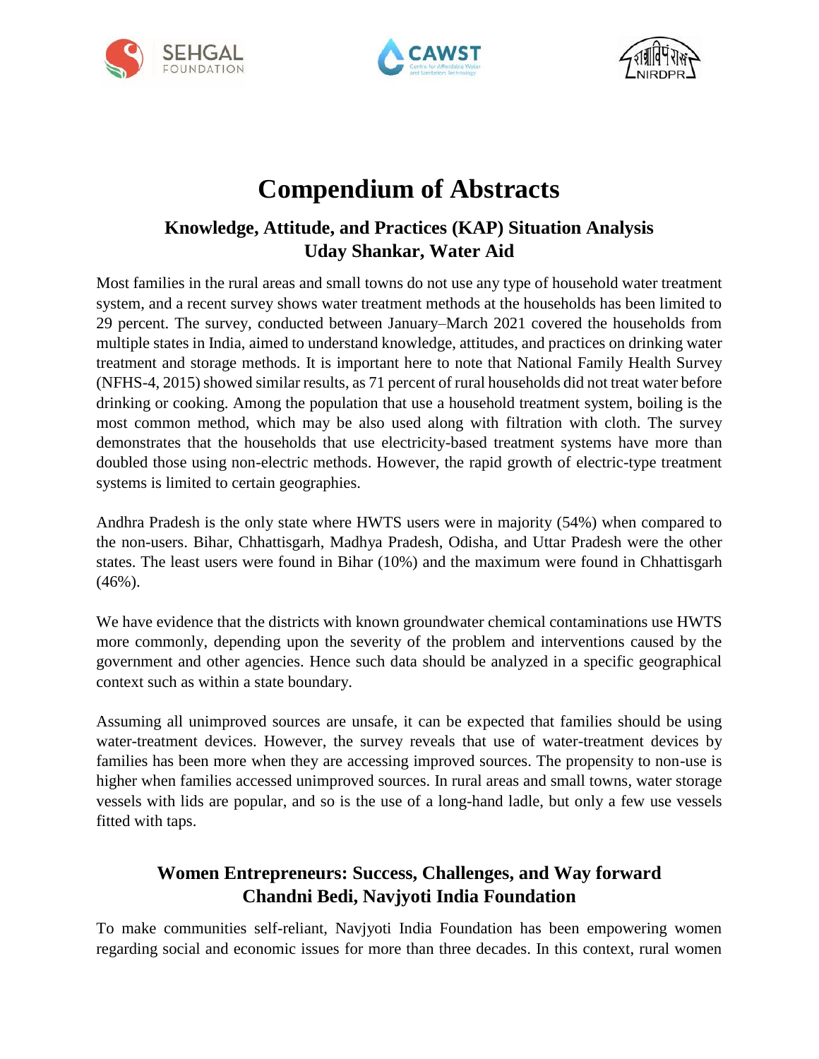# Compendium of Abstracts

## Knowledge, Attitude, and Practices (KAP) Situation Analysis
## Uday Shankar, Water Aid

Most families in the rural areas and small towns do not use any type of household water treatment system, and a recent survey shows water treatment methods at the households has been limited to 29 percent. The survey, conducted between January–March 2021 covered the households from multiple states in India, aimed to understand knowledge, attitudes, and practices on drinking water treatment and storage methods. It is important here to note that National Family Health Survey (NFHS-4, 2015) showed similar results, as 71 percent of rural households did not treat water before drinking or cooking. Among the population that use a household treatment system, boiling is the most common method, which may be also used along with filtration with cloth. The survey demonstrates that the households that use electricity-based treatment systems have more than doubled those using non-electric methods. However, the rapid growth of electric-type treatment systems is limited to certain geographies.

Andhra Pradesh is the only state where HWTS users were in majority (54%) when compared to the non-users. Bihar, Chhattisgarh, Madhya Pradesh, Odisha, and Uttar Pradesh were the other states. The least users were found in Bihar (10%) and the maximum were found in Chhattisgarh (46%).

We have evidence that the districts with known groundwater chemical contaminations use HWTS more commonly, depending upon the severity of the problem and interventions caused by the government and other agencies. Hence such data should be analyzed in a specific geographical context such as within a state boundary.

Assuming all unimproved sources are unsafe, it can be expected that families should be using water-treatment devices. However, the survey reveals that use of water-treatment devices by families has been more when they are accessing improved sources. The propensity to non-use is higher when families accessed unimproved sources. In rural areas and small towns, water storage vessels with lids are popular, and so is the use of a long-hand ladle, but only a few use vessels fitted with taps.

## Women Entrepreneurs: Success, Challenges, and Way forward
## Chandni Bedi, Navjyoti India Foundation

To make communities self-reliant, Navjyoti India Foundation has been empowering women regarding social and economic issues for more than three decades. In this context, rural women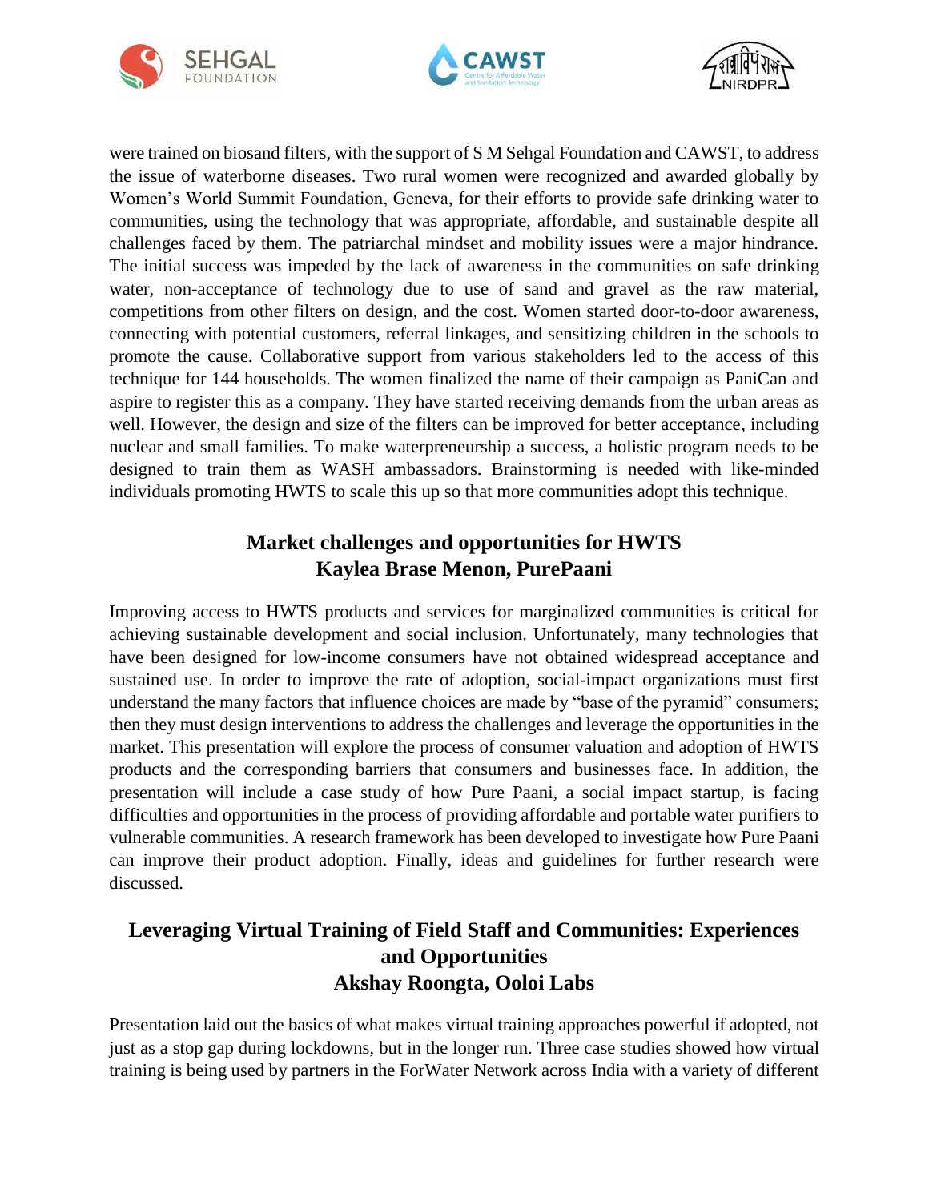were trained on biosand filters, with the support of S M Sehgal Foundation and CAWST, to address the issue of waterborne diseases. Two rural women were recognized and awarded globally by Women's World Summit Foundation, Geneva, for their efforts to provide safe drinking water to communities, using the technology that was appropriate, affordable, and sustainable despite all challenges faced by them. The patriarchal mindset and mobility issues were a major hindrance. The initial success was impeded by the lack of awareness in the communities on safe drinking water, non-acceptance of technology due to use of sand and gravel as the raw material, competitions from other filters on design, and the cost. Women started door-to-door awareness, connecting with potential customers, referral linkages, and sensitizing children in the schools to promote the cause. Collaborative support from various stakeholders led to the access of this technique for 144 households. The women finalized the name of their campaign as PaniCan and aspire to register this as a company. They have started receiving demands from the urban areas as well. However, the design and size of the filters can be improved for better acceptance, including nuclear and small families. To make waterpreneurship a success, a holistic program needs to be designed to train them as WASH ambassadors. Brainstorming is needed with like-minded individuals promoting HWTS to scale this up so that more communities adopt this technique.

## Market challenges and opportunities for HWTS
## Kaylea Brase Menon, PurePaani

Improving access to HWTS products and services for marginalized communities is critical for achieving sustainable development and social inclusion. Unfortunately, many technologies that have been designed for low-income consumers have not obtained widespread acceptance and sustained use. In order to improve the rate of adoption, social-impact organizations must first understand the many factors that influence choices are made by "base of the pyramid" consumers; then they must design interventions to address the challenges and leverage the opportunities in the market. This presentation will explore the process of consumer valuation and adoption of HWTS products and the corresponding barriers that consumers and businesses face. In addition, the presentation will include a case study of how Pure Paani, a social impact startup, is facing difficulties and opportunities in the process of providing affordable and portable water purifiers to vulnerable communities. A research framework has been developed to investigate how Pure Paani can improve their product adoption. Finally, ideas and guidelines for further research were discussed.

## Leveraging Virtual Training of Field Staff and Communities: Experiences and Opportunities
## Akshay Roongta, Ooloi Labs

Presentation laid out the basics of what makes virtual training approaches powerful if adopted, not just as a stop gap during lockdowns, but in the longer run. Three case studies showed how virtual training is being used by partners in the ForWater Network across India with a variety of different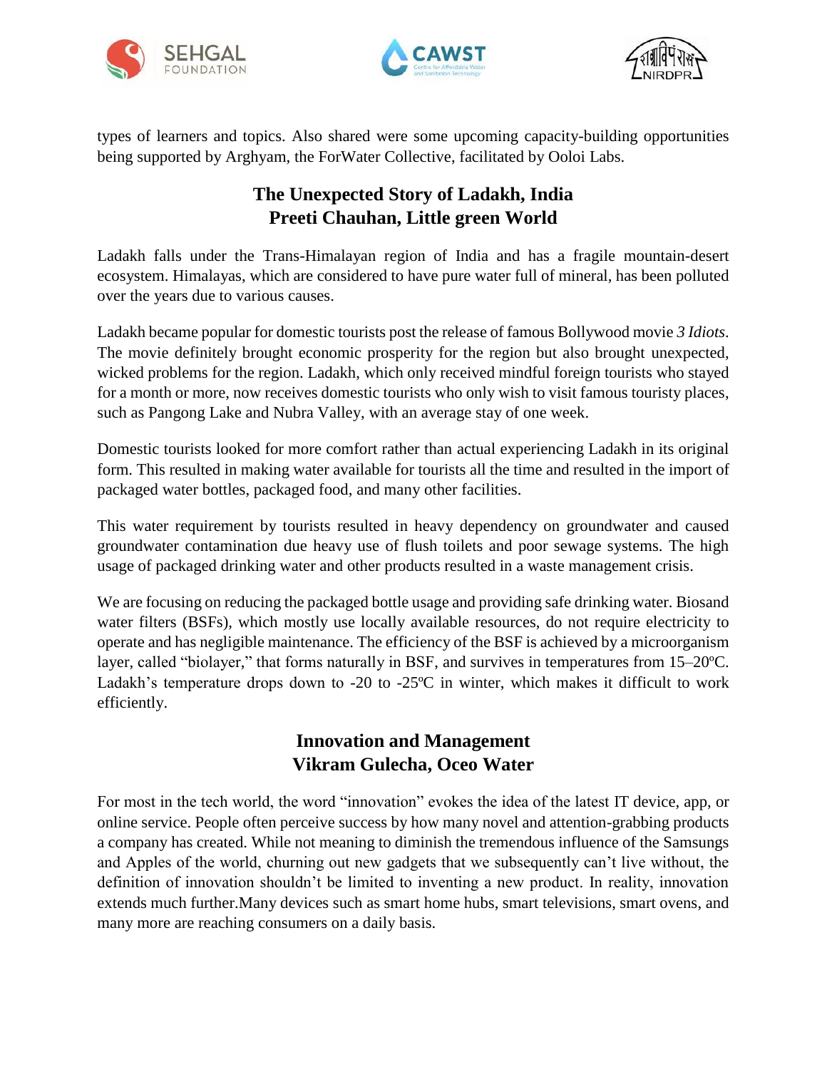types of learners and topics. Also shared were some upcoming capacity-building opportunities being supported by Arghyam, the ForWater Collective, facilitated by Ooloi Labs.

## The Unexpected Story of Ladakh, India
## Preeti Chauhan, Little green World

Ladakh falls under the Trans-Himalayan region of India and has a fragile mountain-desert ecosystem. Himalayas, which are considered to have pure water full of mineral, has been polluted over the years due to various causes.

Ladakh became popular for domestic tourists post the release of famous Bollywood movie *3 Idiots*. The movie definitely brought economic prosperity for the region but also brought unexpected, wicked problems for the region. Ladakh, which only received mindful foreign tourists who stayed for a month or more, now receives domestic tourists who only wish to visit famous touristy places, such as Pangong Lake and Nubra Valley, with an average stay of one week.

Domestic tourists looked for more comfort rather than actual experiencing Ladakh in its original form. This resulted in making water available for tourists all the time and resulted in the import of packaged water bottles, packaged food, and many other facilities.

This water requirement by tourists resulted in heavy dependency on groundwater and caused groundwater contamination due heavy use of flush toilets and poor sewage systems. The high usage of packaged drinking water and other products resulted in a waste management crisis.

We are focusing on reducing the packaged bottle usage and providing safe drinking water. Biosand water filters (BSFs), which mostly use locally available resources, do not require electricity to operate and has negligible maintenance. The efficiency of the BSF is achieved by a microorganism layer, called "biolayer," that forms naturally in BSF, and survives in temperatures from 15–20ºC. Ladakh's temperature drops down to -20 to -25ºC in winter, which makes it difficult to work efficiently.

## Innovation and Management
## Vikram Gulecha, Oceo Water

For most in the tech world, the word "innovation" evokes the idea of the latest IT device, app, or online service. People often perceive success by how many novel and attention-grabbing products a company has created. While not meaning to diminish the tremendous influence of the Samsungs and Apples of the world, churning out new gadgets that we subsequently can't live without, the definition of innovation shouldn't be limited to inventing a new product. In reality, innovation extends much further.Many devices such as smart home hubs, smart televisions, smart ovens, and many more are reaching consumers on a daily basis.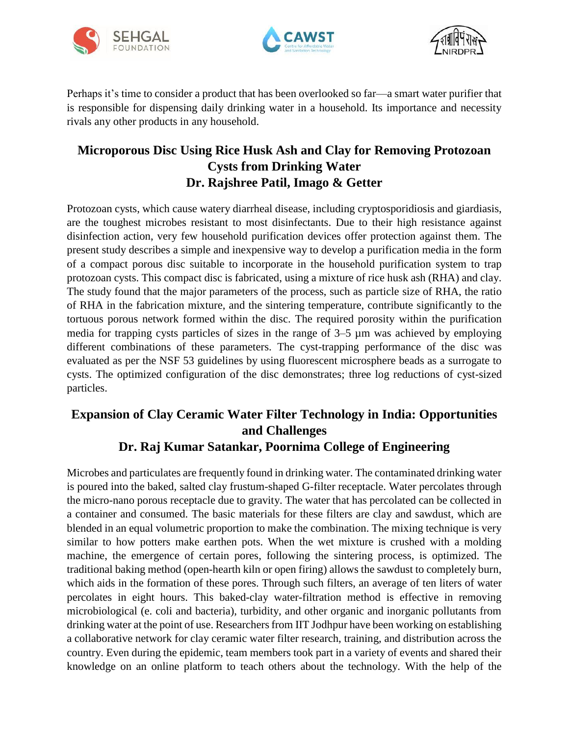Perhaps it's time to consider a product that has been overlooked so far—a smart water purifier that is responsible for dispensing daily drinking water in a household. Its importance and necessity rivals any other products in any household.

## Microporous Disc Using Rice Husk Ash and Clay for Removing Protozoan Cysts from Drinking Water
## Dr. Rajshree Patil, Imago & Getter

Protozoan cysts, which cause watery diarrheal disease, including cryptosporidiosis and giardiasis, are the toughest microbes resistant to most disinfectants. Due to their high resistance against disinfection action, very few household purification devices offer protection against them. The present study describes a simple and inexpensive way to develop a purification media in the form of a compact porous disc suitable to incorporate in the household purification system to trap protozoan cysts. This compact disc is fabricated, using a mixture of rice husk ash (RHA) and clay. The study found that the major parameters of the process, such as particle size of RHA, the ratio of RHA in the fabrication mixture, and the sintering temperature, contribute significantly to the tortuous porous network formed within the disc. The required porosity within the purification media for trapping cysts particles of sizes in the range of 3–5 µm was achieved by employing different combinations of these parameters. The cyst-trapping performance of the disc was evaluated as per the NSF 53 guidelines by using fluorescent microsphere beads as a surrogate to cysts. The optimized configuration of the disc demonstrates; three log reductions of cyst-sized particles.

## Expansion of Clay Ceramic Water Filter Technology in India: Opportunities and Challenges
## Dr. Raj Kumar Satankar, Poornima College of Engineering

Microbes and particulates are frequently found in drinking water. The contaminated drinking water is poured into the baked, salted clay frustum-shaped G-filter receptacle. Water percolates through the micro-nano porous receptacle due to gravity. The water that has percolated can be collected in a container and consumed. The basic materials for these filters are clay and sawdust, which are blended in an equal volumetric proportion to make the combination. The mixing technique is very similar to how potters make earthen pots. When the wet mixture is crushed with a molding machine, the emergence of certain pores, following the sintering process, is optimized. The traditional baking method (open-hearth kiln or open firing) allows the sawdust to completely burn, which aids in the formation of these pores. Through such filters, an average of ten liters of water percolates in eight hours. This baked-clay water-filtration method is effective in removing microbiological (e. coli and bacteria), turbidity, and other organic and inorganic pollutants from drinking water at the point of use. Researchers from IIT Jodhpur have been working on establishing a collaborative network for clay ceramic water filter research, training, and distribution across the country. Even during the epidemic, team members took part in a variety of events and shared their knowledge on an online platform to teach others about the technology. With the help of the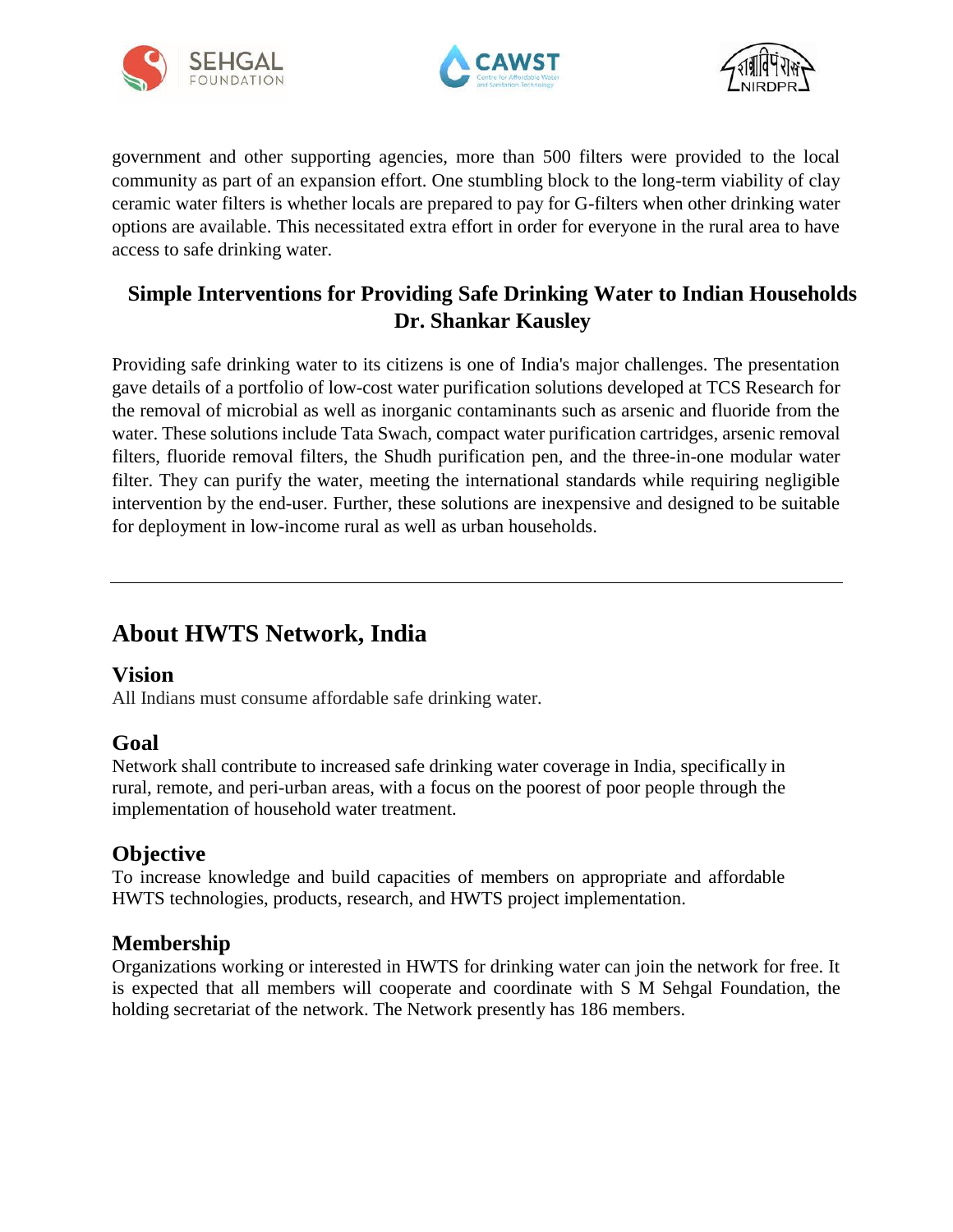government and other supporting agencies, more than 500 filters were provided to the local community as part of an expansion effort. One stumbling block to the long-term viability of clay ceramic water filters is whether locals are prepared to pay for G-filters when other drinking water options are available. This necessitated extra effort in order for everyone in the rural area to have access to safe drinking water.

### Simple Interventions for Providing Safe Drinking Water to Indian Households
### Dr. Shankar Kausley

Providing safe drinking water to its citizens is one of India's major challenges. The presentation gave details of a portfolio of low-cost water purification solutions developed at TCS Research for the removal of microbial as well as inorganic contaminants such as arsenic and fluoride from the water. These solutions include Tata Swach, compact water purification cartridges, arsenic removal filters, fluoride removal filters, the Shudh purification pen, and the three-in-one modular water filter. They can purify the water, meeting the international standards while requiring negligible intervention by the end-user. Further, these solutions are inexpensive and designed to be suitable for deployment in low-income rural as well as urban households.

---

## About HWTS Network, India

### Vision

All Indians must consume affordable safe drinking water.

### Goal

Network shall contribute to increased safe drinking water coverage in India, specifically in rural, remote, and peri-urban areas, with a focus on the poorest of poor people through the implementation of household water treatment.

### Objective

To increase knowledge and build capacities of members on appropriate and affordable HWTS technologies, products, research, and HWTS project implementation.

### Membership

Organizations working or interested in HWTS for drinking water can join the network for free. It is expected that all members will cooperate and coordinate with S M Sehgal Foundation, the holding secretariat of the network. The Network presently has 186 members.